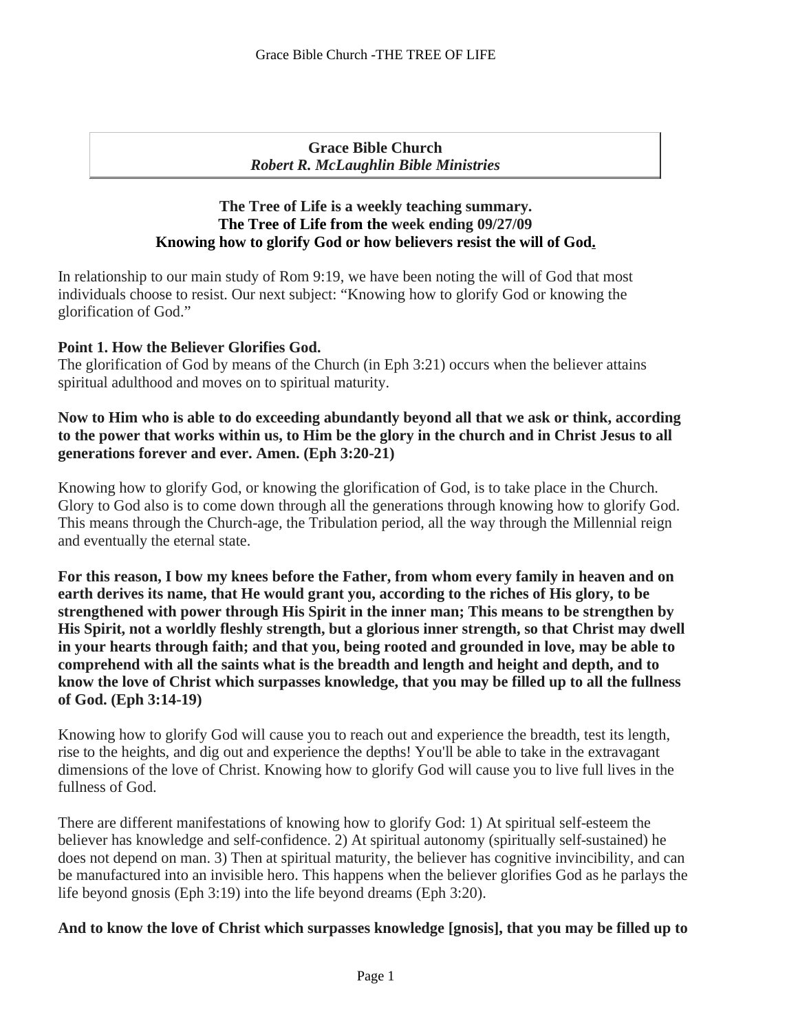**Grace Bible Church**
***Robert R. McLaughlin Bible Ministries***

**The Tree of Life is a weekly teaching summary.**
**The Tree of Life from the week ending 09/27/09**
**Knowing how to glorify God or how believers resist the will of God.**

In relationship to our main study of Rom 9:19, we have been noting the will of God that most individuals choose to resist. Our next subject: "Knowing how to glorify God or knowing the glorification of God."

**Point 1. How the Believer Glorifies God.**
The glorification of God by means of the Church (in Eph 3:21) occurs when the believer attains spiritual adulthood and moves on to spiritual maturity.

**Now to Him who is able to do exceeding abundantly beyond all that we ask or think, according to the power that works within us, to Him be the glory in the church and in Christ Jesus to all generations forever and ever. Amen. (Eph 3:20-21)**

Knowing how to glorify God, or knowing the glorification of God, is to take place in the Church. Glory to God also is to come down through all the generations through knowing how to glorify God. This means through the Church-age, the Tribulation period, all the way through the Millennial reign and eventually the eternal state.

**For this reason, I bow my knees before the Father, from whom every family in heaven and on earth derives its name, that He would grant you, according to the riches of His glory, to be strengthened with power through His Spirit in the inner man; This means to be strengthen by His Spirit, not a worldly fleshly strength, but a glorious inner strength, so that Christ may dwell in your hearts through faith; and that you, being rooted and grounded in love, may be able to comprehend with all the saints what is the breadth and length and height and depth, and to know the love of Christ which surpasses knowledge, that you may be filled up to all the fullness of God. (Eph 3:14-19)**

Knowing how to glorify God will cause you to reach out and experience the breadth, test its length, rise to the heights, and dig out and experience the depths! You'll be able to take in the extravagant dimensions of the love of Christ. Knowing how to glorify God will cause you to live full lives in the fullness of God.

There are different manifestations of knowing how to glorify God: 1) At spiritual self-esteem the believer has knowledge and self-confidence. 2) At spiritual autonomy (spiritually self-sustained) he does not depend on man. 3) Then at spiritual maturity, the believer has cognitive invincibility, and can be manufactured into an invisible hero. This happens when the believer glorifies God as he parlays the life beyond gnosis (Eph 3:19) into the life beyond dreams (Eph 3:20).

**And to know the love of Christ which surpasses knowledge [gnosis], that you may be filled up to**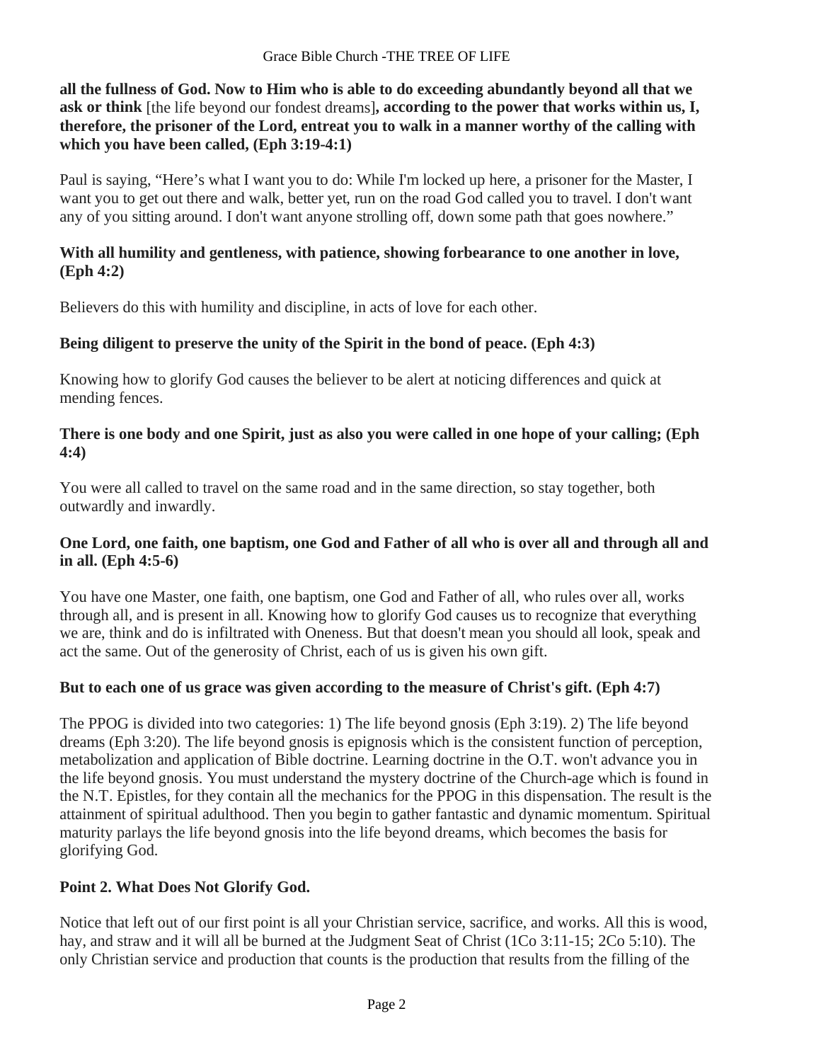**all the fullness of God. Now to Him who is able to do exceeding abundantly beyond all that we ask or think** [the life beyond our fondest dreams]**, according to the power that works within us, I, therefore, the prisoner of the Lord, entreat you to walk in a manner worthy of the calling with which you have been called, (Eph 3:19-4:1)**

Paul is saying, "Here's what I want you to do: While I'm locked up here, a prisoner for the Master, I want you to get out there and walk, better yet, run on the road God called you to travel. I don't want any of you sitting around. I don't want anyone strolling off, down some path that goes nowhere."

**With all humility and gentleness, with patience, showing forbearance to one another in love, (Eph 4:2)**

Believers do this with humility and discipline, in acts of love for each other.

**Being diligent to preserve the unity of the Spirit in the bond of peace. (Eph 4:3)**

Knowing how to glorify God causes the believer to be alert at noticing differences and quick at mending fences.

**There is one body and one Spirit, just as also you were called in one hope of your calling; (Eph 4:4)**

You were all called to travel on the same road and in the same direction, so stay together, both outwardly and inwardly.

**One Lord, one faith, one baptism, one God and Father of all who is over all and through all and in all. (Eph 4:5-6)**

You have one Master, one faith, one baptism, one God and Father of all, who rules over all, works through all, and is present in all. Knowing how to glorify God causes us to recognize that everything we are, think and do is infiltrated with Oneness. But that doesn't mean you should all look, speak and act the same. Out of the generosity of Christ, each of us is given his own gift.

**But to each one of us grace was given according to the measure of Christ's gift. (Eph 4:7)**

The PPOG is divided into two categories: 1) The life beyond gnosis (Eph 3:19). 2) The life beyond dreams (Eph 3:20). The life beyond gnosis is epignosis which is the consistent function of perception, metabolization and application of Bible doctrine. Learning doctrine in the O.T. won't advance you in the life beyond gnosis. You must understand the mystery doctrine of the Church-age which is found in the N.T. Epistles, for they contain all the mechanics for the PPOG in this dispensation. The result is the attainment of spiritual adulthood. Then you begin to gather fantastic and dynamic momentum. Spiritual maturity parlays the life beyond gnosis into the life beyond dreams, which becomes the basis for glorifying God.

## Point 2. What Does Not Glorify God.

Notice that left out of our first point is all your Christian service, sacrifice, and works. All this is wood, hay, and straw and it will all be burned at the Judgment Seat of Christ (1Co 3:11-15; 2Co 5:10). The only Christian service and production that counts is the production that results from the filling of the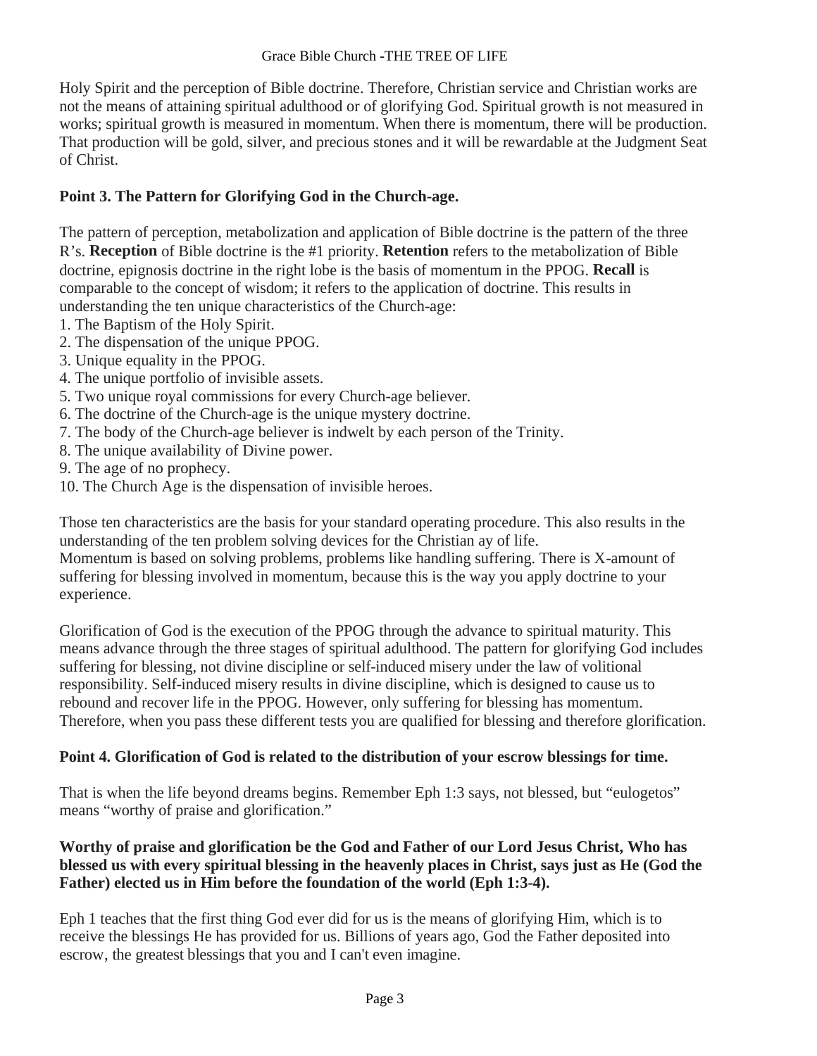Holy Spirit and the perception of Bible doctrine. Therefore, Christian service and Christian works are not the means of attaining spiritual adulthood or of glorifying God. Spiritual growth is not measured in works; spiritual growth is measured in momentum. When there is momentum, there will be production. That production will be gold, silver, and precious stones and it will be rewardable at the Judgment Seat of Christ.

**Point 3. The Pattern for Glorifying God in the Church-age.**

The pattern of perception, metabolization and application of Bible doctrine is the pattern of the three R's. **Reception** of Bible doctrine is the #1 priority. **Retention** refers to the metabolization of Bible doctrine, epignosis doctrine in the right lobe is the basis of momentum in the PPOG. **Recall** is comparable to the concept of wisdom; it refers to the application of doctrine. This results in understanding the ten unique characteristics of the Church-age:

1. The Baptism of the Holy Spirit.
2. The dispensation of the unique PPOG.
3. Unique equality in the PPOG.
4. The unique portfolio of invisible assets.
5. Two unique royal commissions for every Church-age believer.
6. The doctrine of the Church-age is the unique mystery doctrine.
7. The body of the Church-age believer is indwelt by each person of the Trinity.
8. The unique availability of Divine power.
9. The age of no prophecy.
10. The Church Age is the dispensation of invisible heroes.

Those ten characteristics are the basis for your standard operating procedure. This also results in the understanding of the ten problem solving devices for the Christian ay of life.
Momentum is based on solving problems, problems like handling suffering. There is X-amount of suffering for blessing involved in momentum, because this is the way you apply doctrine to your experience.

Glorification of God is the execution of the PPOG through the advance to spiritual maturity. This means advance through the three stages of spiritual adulthood. The pattern for glorifying God includes suffering for blessing, not divine discipline or self-induced misery under the law of volitional responsibility. Self-induced misery results in divine discipline, which is designed to cause us to rebound and recover life in the PPOG. However, only suffering for blessing has momentum. Therefore, when you pass these different tests you are qualified for blessing and therefore glorification.

**Point 4. Glorification of God is related to the distribution of your escrow blessings for time.**

That is when the life beyond dreams begins. Remember Eph 1:3 says, not blessed, but "eulogetos" means "worthy of praise and glorification."

**Worthy of praise and glorification be the God and Father of our Lord Jesus Christ, Who has blessed us with every spiritual blessing in the heavenly places in Christ, says just as He (God the Father) elected us in Him before the foundation of the world (Eph 1:3-4).**

Eph 1 teaches that the first thing God ever did for us is the means of glorifying Him, which is to receive the blessings He has provided for us. Billions of years ago, God the Father deposited into escrow, the greatest blessings that you and I can't even imagine.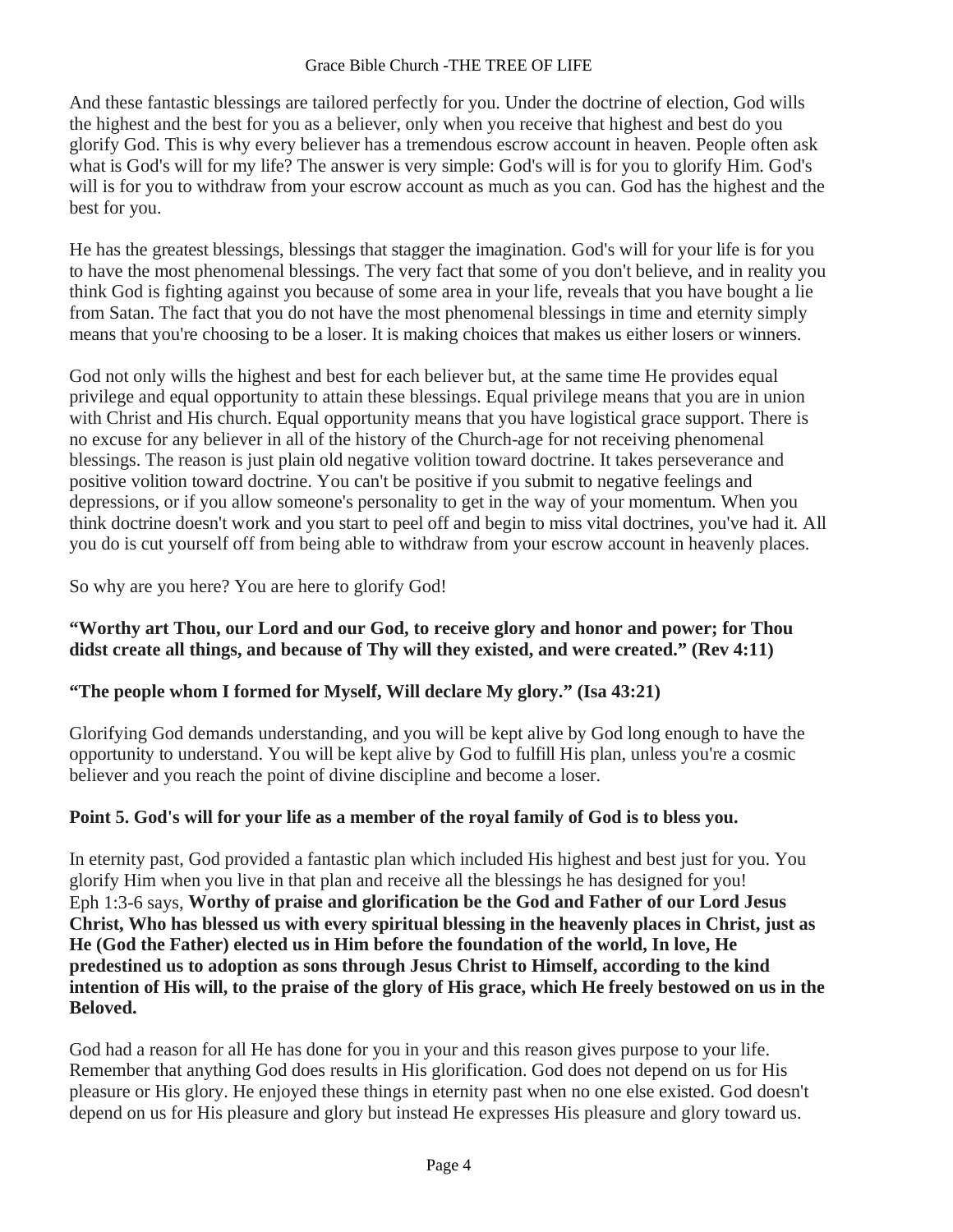And these fantastic blessings are tailored perfectly for you. Under the doctrine of election, God wills the highest and the best for you as a believer, only when you receive that highest and best do you glorify God. This is why every believer has a tremendous escrow account in heaven. People often ask what is God's will for my life? The answer is very simple: God's will is for you to glorify Him. God's will is for you to withdraw from your escrow account as much as you can. God has the highest and the best for you.

He has the greatest blessings, blessings that stagger the imagination. God's will for your life is for you to have the most phenomenal blessings. The very fact that some of you don't believe, and in reality you think God is fighting against you because of some area in your life, reveals that you have bought a lie from Satan. The fact that you do not have the most phenomenal blessings in time and eternity simply means that you're choosing to be a loser. It is making choices that makes us either losers or winners.

God not only wills the highest and best for each believer but, at the same time He provides equal privilege and equal opportunity to attain these blessings. Equal privilege means that you are in union with Christ and His church. Equal opportunity means that you have logistical grace support. There is no excuse for any believer in all of the history of the Church-age for not receiving phenomenal blessings. The reason is just plain old negative volition toward doctrine. It takes perseverance and positive volition toward doctrine. You can't be positive if you submit to negative feelings and depressions, or if you allow someone's personality to get in the way of your momentum. When you think doctrine doesn't work and you start to peel off and begin to miss vital doctrines, you've had it. All you do is cut yourself off from being able to withdraw from your escrow account in heavenly places.

So why are you here? You are here to glorify God!

**"Worthy art Thou, our Lord and our God, to receive glory and honor and power; for Thou didst create all things, and because of Thy will they existed, and were created." (Rev 4:11)**

**"The people whom I formed for Myself, Will declare My glory." (Isa 43:21)**

Glorifying God demands understanding, and you will be kept alive by God long enough to have the opportunity to understand. You will be kept alive by God to fulfill His plan, unless you're a cosmic believer and you reach the point of divine discipline and become a loser.

**Point 5. God's will for your life as a member of the royal family of God is to bless you.**

In eternity past, God provided a fantastic plan which included His highest and best just for you. You glorify Him when you live in that plan and receive all the blessings he has designed for you! Eph 1:3-6 says, **Worthy of praise and glorification be the God and Father of our Lord Jesus Christ, Who has blessed us with every spiritual blessing in the heavenly places in Christ, just as He (God the Father) elected us in Him before the foundation of the world, In love, He predestined us to adoption as sons through Jesus Christ to Himself, according to the kind intention of His will, to the praise of the glory of His grace, which He freely bestowed on us in the Beloved.**

God had a reason for all He has done for you in your and this reason gives purpose to your life. Remember that anything God does results in His glorification. God does not depend on us for His pleasure or His glory. He enjoyed these things in eternity past when no one else existed. God doesn't depend on us for His pleasure and glory but instead He expresses His pleasure and glory toward us.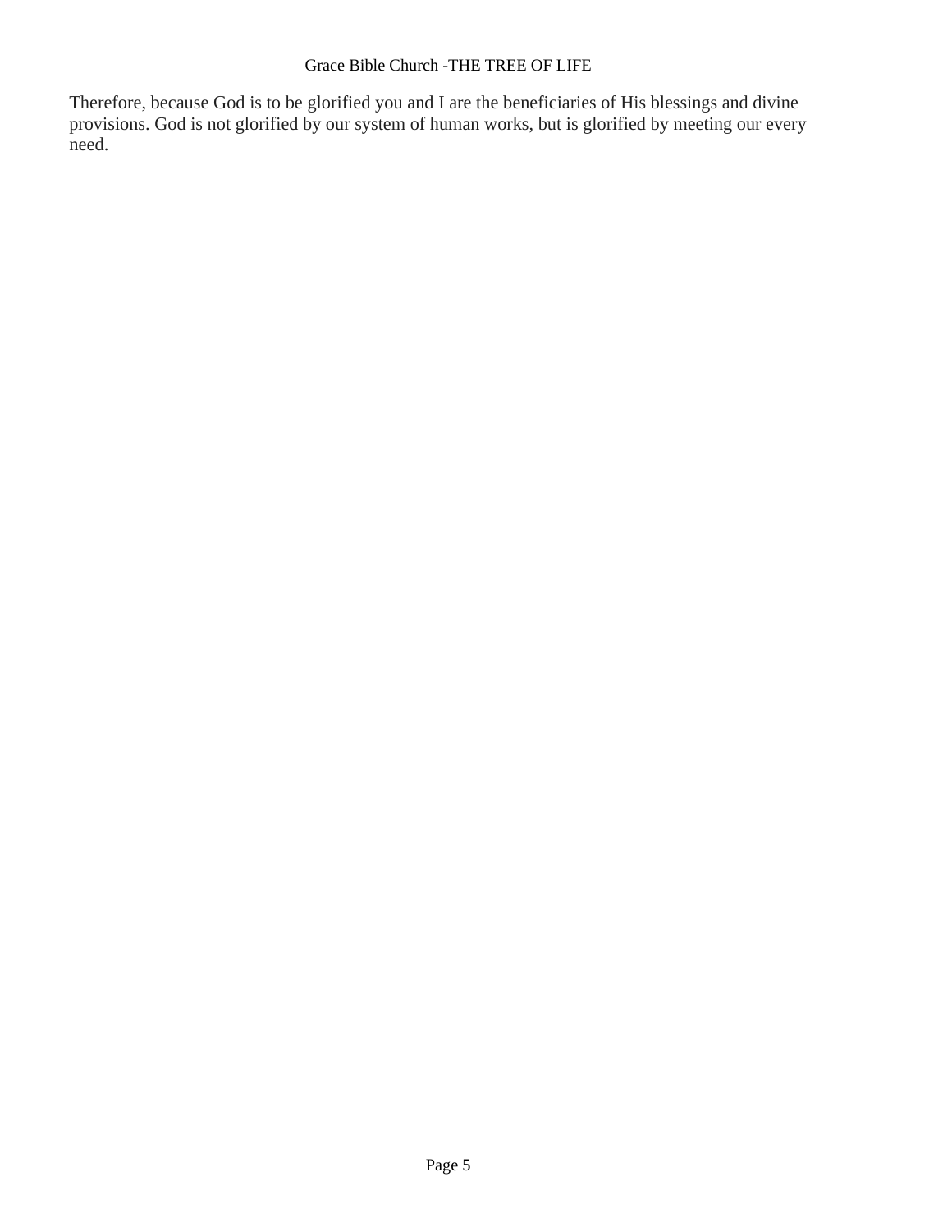Therefore, because God is to be glorified you and I are the beneficiaries of His blessings and divine provisions. God is not glorified by our system of human works, but is glorified by meeting our every need.